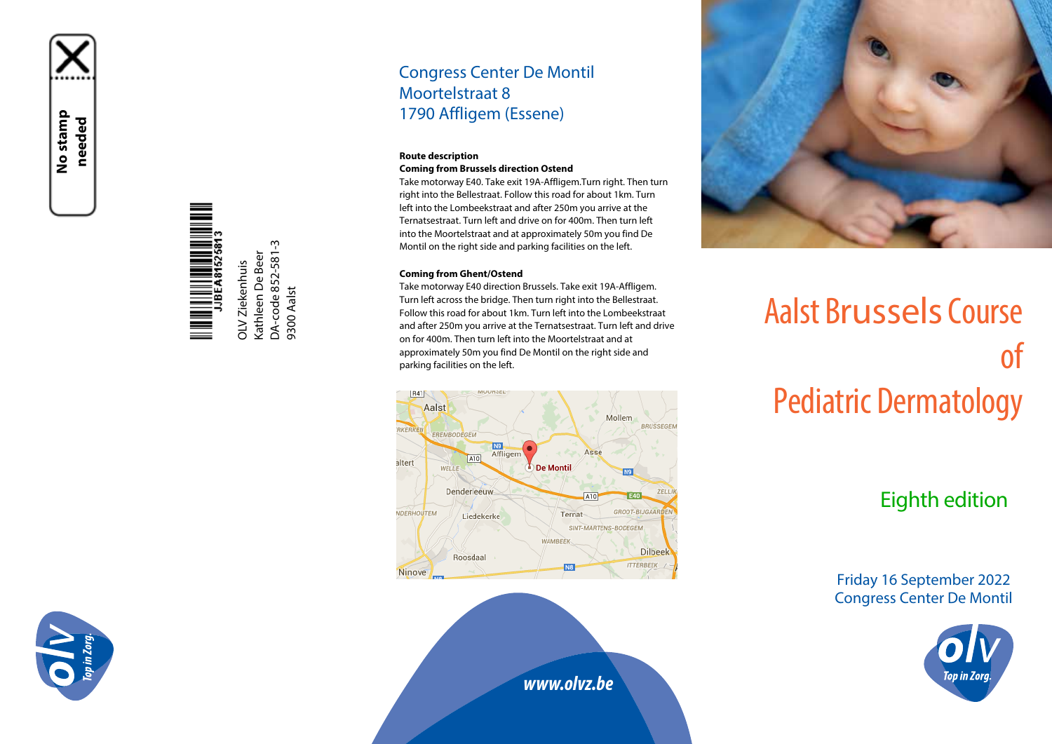No stamp needed

JJBE A8152 5813

OLV Ziekenhuis
Kathleen De Beer
DA-code 852-581-3
9300 Aalst

Congress Center De Montil
Moortelstraat 8
1790 Affligem (Essene)

**Route description**

**Coming from Brussels direction Ostend**

Take motorway E40. Take exit 19A-Affligem.Turn right. Then turn right into the Bellestraat. Follow this road for about 1km. Turn left into the Lombeekstraat and after 250m you arrive at the Ternatsestraat. Turn left and drive on for 400m. Then turn left into the Moortelstraat and at approximately 50m you find De Montil on the right side and parking facilities on the left.

**Coming from Ghent/Ostend**

Take motorway E40 direction Brussels. Take exit 19A-Affligem. Turn left across the bridge. Then turn right into the Bellestraat. Follow this road for about 1km. Turn left into the Lombeekstraat and after 250m you arrive at the Ternatsestraat. Turn left and drive on for 400m. Then turn left into the Moortelstraat and at approximately 50m you find De Montil on the right side and parking facilities on the left.

www.olvz.be

# Aalst Brussels Course of Pediatric Dermatology

## Eighth edition

Friday 16 September 2022
Congress Center De Montil

olv Top in Zorg.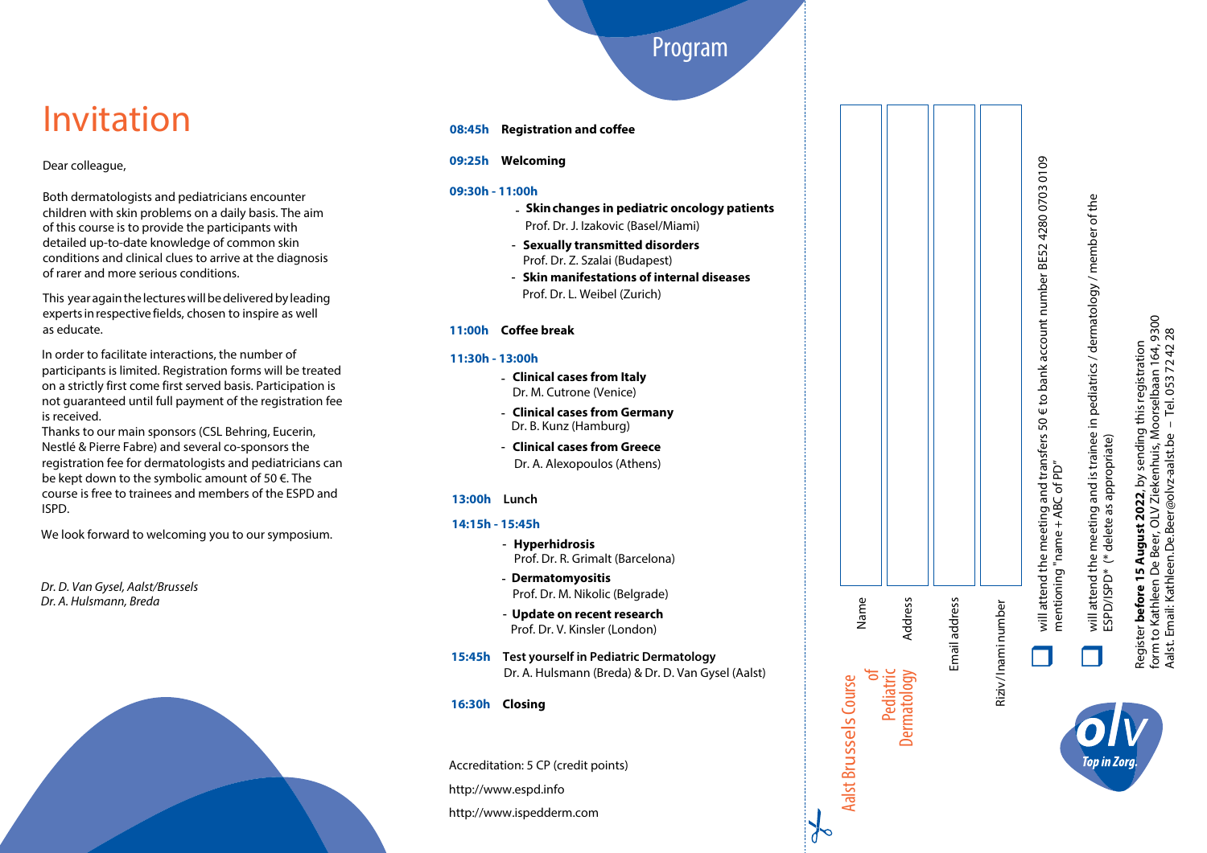# Invitation

Dear colleague,

Both dermatologists and pediatricians encounter children with skin problems on a daily basis. The aim of this course is to provide the participants with detailed up-to-date knowledge of common skin conditions and clinical clues to arrive at the diagnosis of rarer and more serious conditions.

This year again the lectures will be delivered by leading experts in respective fields, chosen to inspire as well as educate.

In order to facilitate interactions, the number of participants is limited. Registration forms will be treated on a strictly first come first served basis. Participation is not guaranteed until full payment of the registration fee is received.

Thanks to our main sponsors (CSL Behring, Eucerin, Nestlé & Pierre Fabre) and several co-sponsors the registration fee for dermatologists and pediatricians can be kept down to the symbolic amount of 50 €. The course is free to trainees and members of the ESPD and ISPD.

We look forward to welcoming you to our symposium.

*Dr. D. Van Gysel, Aalst/Brussels*
*Dr. A. Hulsmann, Breda*

# Program

**08:45h Registration and coffee**

**09:25h Welcoming**

**09:30h - 11:00h**

- **Skin changes in pediatric oncology patients**
  Prof. Dr. J. Izakovic (Basel/Miami)
- **Sexually transmitted disorders**
  Prof. Dr. Z. Szalai (Budapest)
- **Skin manifestations of internal diseases**
  Prof. Dr. L. Weibel (Zurich)

**11:00h Coffee break**

**11:30h - 13:00h**

- **Clinical cases from Italy**
  Dr. M. Cutrone (Venice)
- **Clinical cases from Germany**
  Dr. B. Kunz (Hamburg)
- **Clinical cases from Greece**
  Dr. A. Alexopoulos (Athens)

**13:00h Lunch**

**14:15h - 15:45h**

- **Hyperhidrosis**
  Prof. Dr. R. Grimalt (Barcelona)
- **Dermatomyositis**
  Prof. Dr. M. Nikolic (Belgrade)
- **Update on recent research**
  Prof. Dr. V. Kinsler (London)

**15:45h Test yourself in Pediatric Dermatology**
Dr. A. Hulsmann (Breda) & Dr. D. Van Gysel (Aalst)

**16:30h Closing**

Accreditation: 5 CP (credit points)

http://www.espd.info

http://www.ispedderm.com

## Aalst Brussels Course of Pediatric Dermatology

Name

Address

Email address

Riziv/Inami number

☐ will attend the meeting and transfers 50 € to bank account number BE52 4280 0703 0109 mentioning "name + ABC of PD"

☐ will attend the meeting and is trainee in pediatrics / dermatology / member of the ESPD/ISPD* (* delete as appropriate)

Register **before 15 August 2022**, by sending this registration form to Kathleen De Beer, OLV Ziekenhuis, Moorselbaan 164, 9300 Aalst. Email: Kathleen.De.Beer@olvz-aalst.be – Tel. 053 72 42 28

olv Top in Zorg.